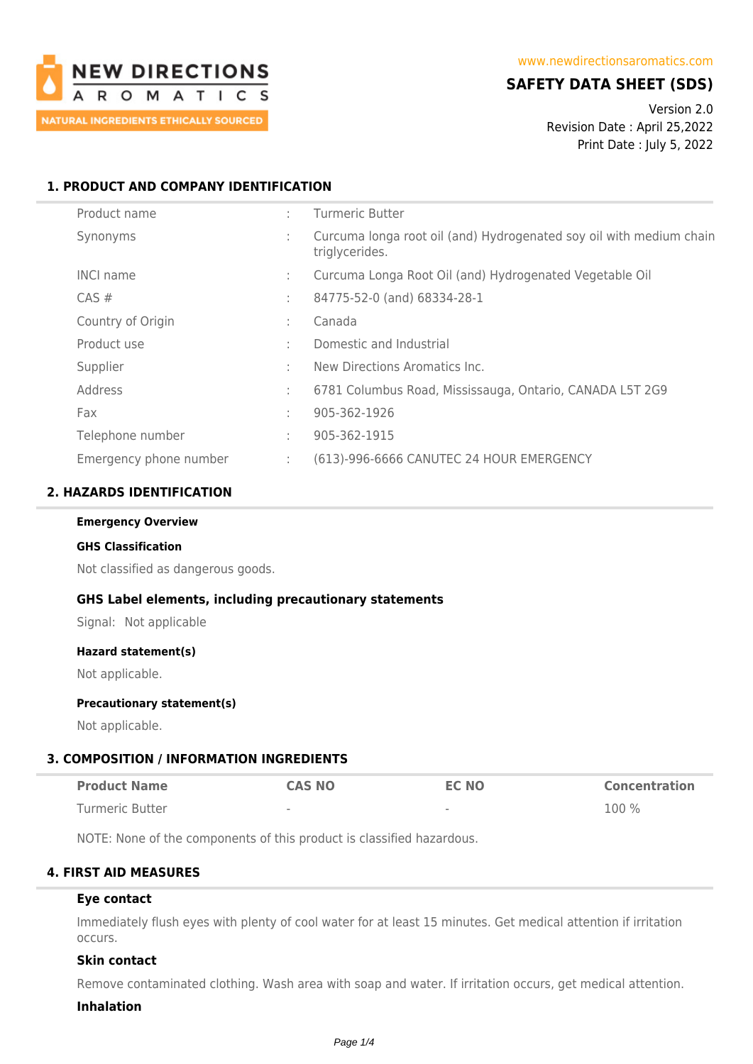NEW DIRECTIONS AROMATICS

NATURAL INGREDIENTS ETHICALLY SOURCED

www.newdirectionsaromatics.com

# SAFETY DATA SHEET (SDS)

Version 2.0
Revision Date : April 25,2022
Print Date : July 5, 2022

## 1. PRODUCT AND COMPANY IDENTIFICATION

| | | |
|---|---|---|
| Product name | : | Turmeric Butter |
| Synonyms | : | Curcuma longa root oil (and) Hydrogenated soy oil with medium chain triglycerides. |
| INCI name | : | Curcuma Longa Root Oil (and) Hydrogenated Vegetable Oil |
| CAS # | : | 84775-52-0 (and) 68334-28-1 |
| Country of Origin | : | Canada |
| Product use | : | Domestic and Industrial |
| Supplier | : | New Directions Aromatics Inc. |
| Address | : | 6781 Columbus Road, Mississauga, Ontario, CANADA L5T 2G9 |
| Fax | : | 905-362-1926 |
| Telephone number | : | 905-362-1915 |
| Emergency phone number | : | (613)-996-6666 CANUTEC 24 HOUR EMERGENCY |

## 2. HAZARDS IDENTIFICATION

**Emergency Overview**

**GHS Classification**

Not classified as dangerous goods.

### GHS Label elements, including precautionary statements

Signal: Not applicable

**Hazard statement(s)**

Not applicable.

**Precautionary statement(s)**

Not applicable.

## 3. COMPOSITION / INFORMATION INGREDIENTS

| Product Name | CAS NO | EC NO | Concentration |
|---|---|---|---|
| Turmeric Butter | - | - | 100 % |

NOTE: None of the components of this product is classified hazardous.

## 4. FIRST AID MEASURES

**Eye contact**

Immediately flush eyes with plenty of cool water for at least 15 minutes. Get medical attention if irritation occurs.

**Skin contact**

Remove contaminated clothing. Wash area with soap and water. If irritation occurs, get medical attention.

**Inhalation**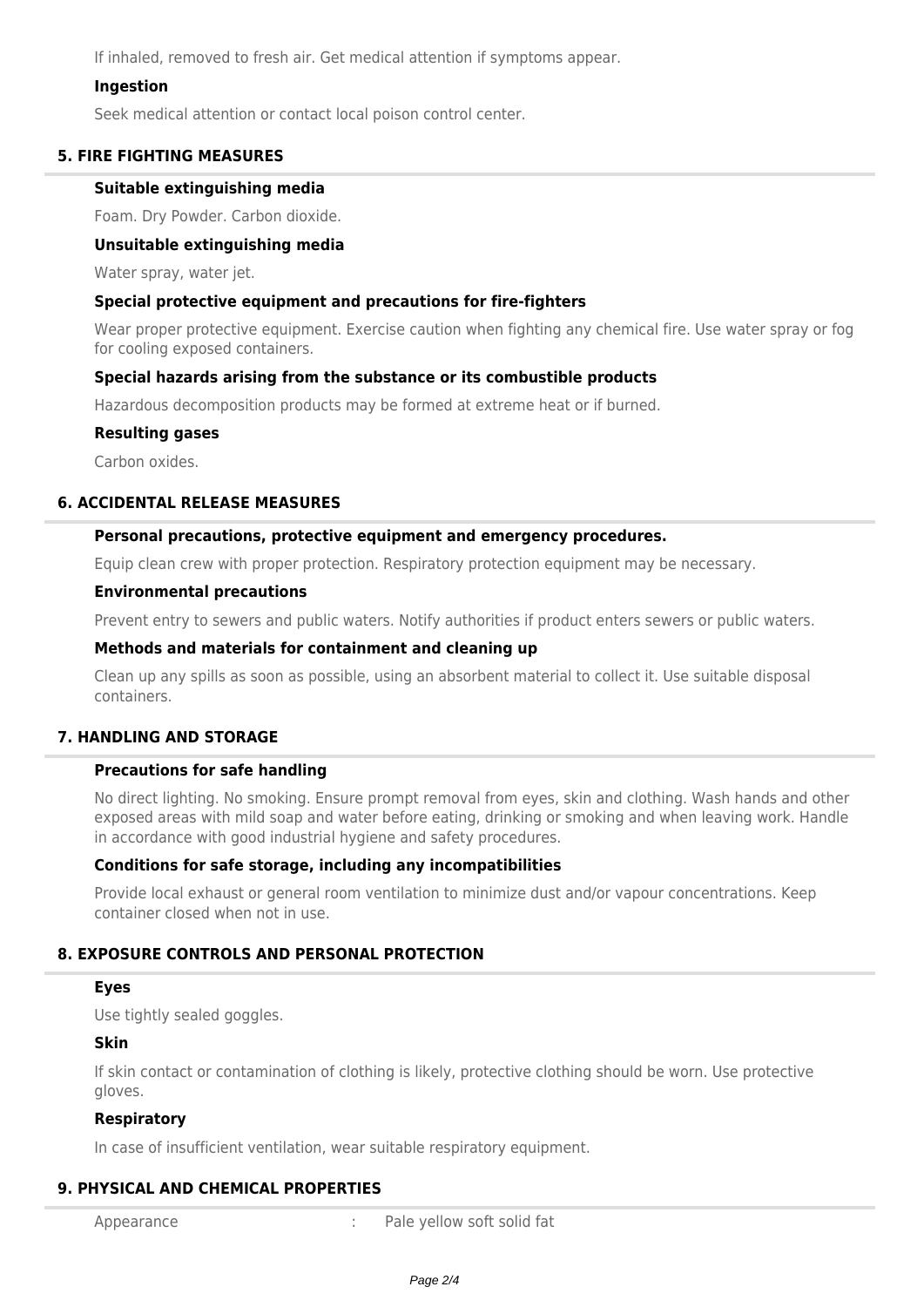If inhaled, removed to fresh air. Get medical attention if symptoms appear.

#### Ingestion

Seek medical attention or contact local poison control center.

## 5. FIRE FIGHTING MEASURES

#### Suitable extinguishing media

Foam. Dry Powder. Carbon dioxide.

#### Unsuitable extinguishing media

Water spray, water jet.

#### Special protective equipment and precautions for fire-fighters

Wear proper protective equipment. Exercise caution when fighting any chemical fire. Use water spray or fog for cooling exposed containers.

#### Special hazards arising from the substance or its combustible products

Hazardous decomposition products may be formed at extreme heat or if burned.

#### Resulting gases

Carbon oxides.

## 6. ACCIDENTAL RELEASE MEASURES

#### Personal precautions, protective equipment and emergency procedures.

Equip clean crew with proper protection. Respiratory protection equipment may be necessary.

#### Environmental precautions

Prevent entry to sewers and public waters. Notify authorities if product enters sewers or public waters.

#### Methods and materials for containment and cleaning up

Clean up any spills as soon as possible, using an absorbent material to collect it. Use suitable disposal containers.

## 7. HANDLING AND STORAGE

#### Precautions for safe handling

No direct lighting. No smoking. Ensure prompt removal from eyes, skin and clothing. Wash hands and other exposed areas with mild soap and water before eating, drinking or smoking and when leaving work. Handle in accordance with good industrial hygiene and safety procedures.

#### Conditions for safe storage, including any incompatibilities

Provide local exhaust or general room ventilation to minimize dust and/or vapour concentrations. Keep container closed when not in use.

## 8. EXPOSURE CONTROLS AND PERSONAL PROTECTION

#### Eyes

Use tightly sealed goggles.

#### Skin

If skin contact or contamination of clothing is likely, protective clothing should be worn. Use protective gloves.

#### Respiratory

In case of insufficient ventilation, wear suitable respiratory equipment.

## 9. PHYSICAL AND CHEMICAL PROPERTIES

Appearance : Pale yellow soft solid fat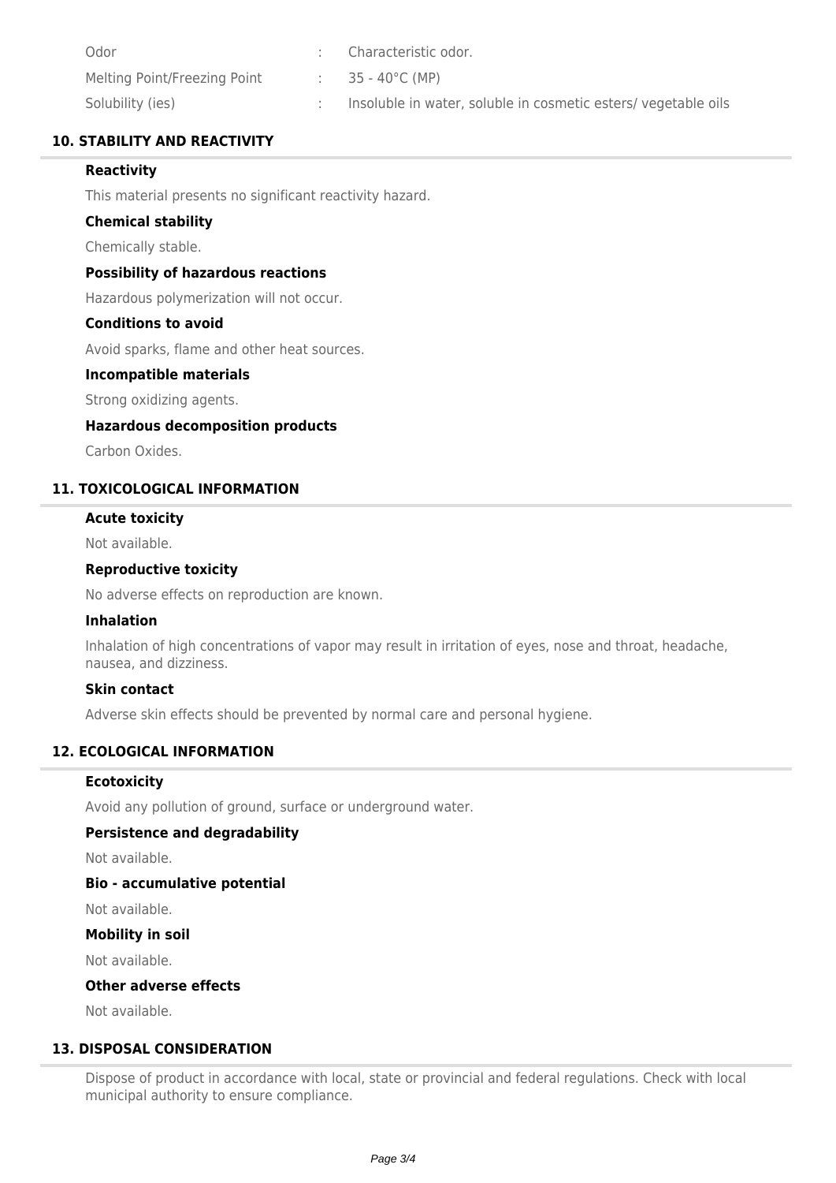| | | |
|---|---|---|
| Odor | : | Characteristic odor. |
| Melting Point/Freezing Point | : | 35 - 40°C (MP) |
| Solubility (ies) | : | Insoluble in water, soluble in cosmetic esters/ vegetable oils |

## 10. STABILITY AND REACTIVITY

### Reactivity

This material presents no significant reactivity hazard.

### Chemical stability

Chemically stable.

### Possibility of hazardous reactions

Hazardous polymerization will not occur.

### Conditions to avoid

Avoid sparks, flame and other heat sources.

### Incompatible materials

Strong oxidizing agents.

### Hazardous decomposition products

Carbon Oxides.

## 11. TOXICOLOGICAL INFORMATION

### Acute toxicity

Not available.

### Reproductive toxicity

No adverse effects on reproduction are known.

### Inhalation

Inhalation of high concentrations of vapor may result in irritation of eyes, nose and throat, headache, nausea, and dizziness.

### Skin contact

Adverse skin effects should be prevented by normal care and personal hygiene.

## 12. ECOLOGICAL INFORMATION

### Ecotoxicity

Avoid any pollution of ground, surface or underground water.

### Persistence and degradability

Not available.

### Bio - accumulative potential

Not available.

### Mobility in soil

Not available.

### Other adverse effects

Not available.

## 13. DISPOSAL CONSIDERATION

Dispose of product in accordance with local, state or provincial and federal regulations. Check with local municipal authority to ensure compliance.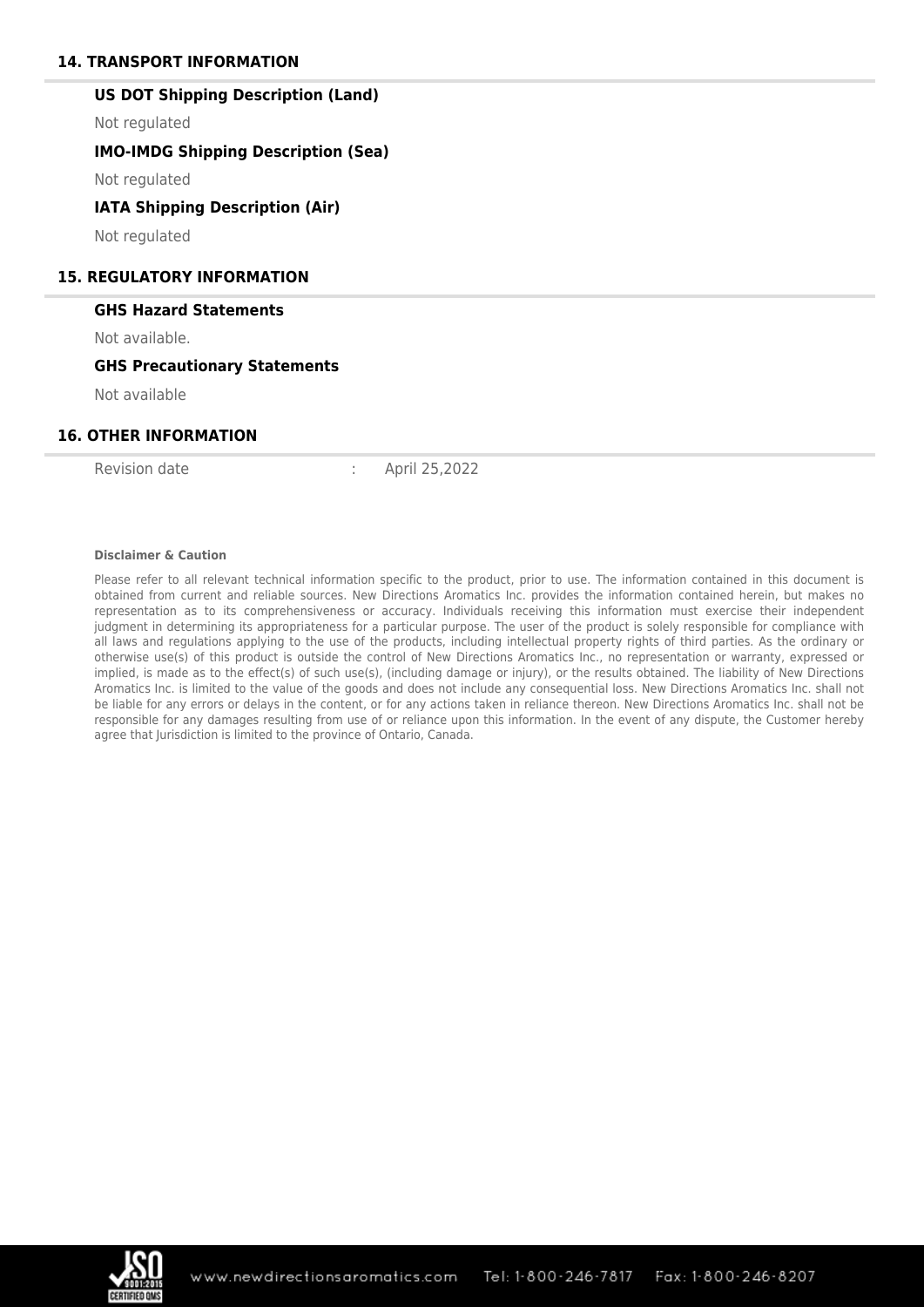## 14. TRANSPORT INFORMATION

### US DOT Shipping Description (Land)

Not regulated

### IMO-IMDG Shipping Description (Sea)

Not regulated

### IATA Shipping Description (Air)

Not regulated

## 15. REGULATORY INFORMATION

### GHS Hazard Statements

Not available.

### GHS Precautionary Statements

Not available

## 16. OTHER INFORMATION

Revision date : April 25,2022

**Disclaimer & Caution**

Please refer to all relevant technical information specific to the product, prior to use. The information contained in this document is obtained from current and reliable sources. New Directions Aromatics Inc. provides the information contained herein, but makes no representation as to its comprehensiveness or accuracy. Individuals receiving this information must exercise their independent judgment in determining its appropriateness for a particular purpose. The user of the product is solely responsible for compliance with all laws and regulations applying to the use of the products, including intellectual property rights of third parties. As the ordinary or otherwise use(s) of this product is outside the control of New Directions Aromatics Inc., no representation or warranty, expressed or implied, is made as to the effect(s) of such use(s), (including damage or injury), or the results obtained. The liability of New Directions Aromatics Inc. is limited to the value of the goods and does not include any consequential loss. New Directions Aromatics Inc. shall not be liable for any errors or delays in the content, or for any actions taken in reliance thereon. New Directions Aromatics Inc. shall not be responsible for any damages resulting from use of or reliance upon this information. In the event of any dispute, the Customer hereby agree that Jurisdiction is limited to the province of Ontario, Canada.